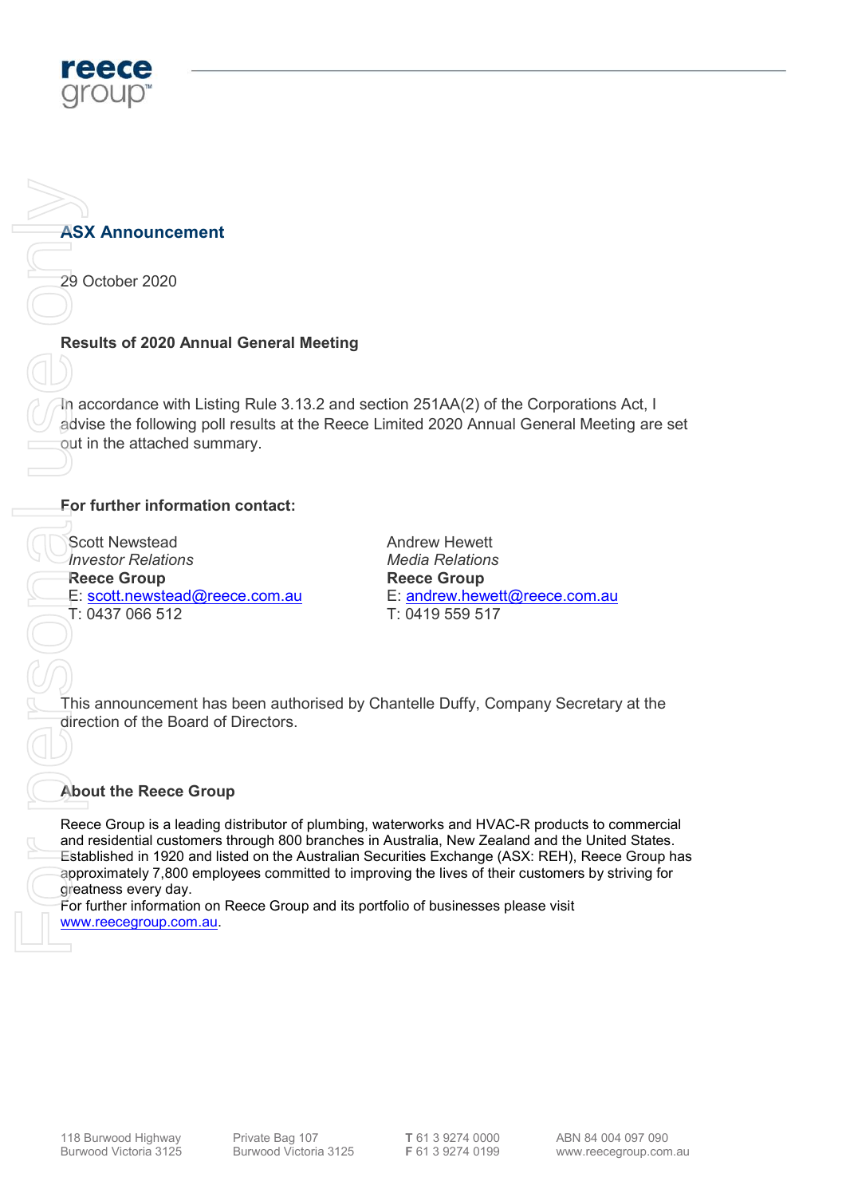## ASX Announcement

29 October 2020

**Results of 2020 Annual General Meeting**

In accordance with Listing Rule 3.13.2 and section 251AA(2) of the Corporations Act, I advise the following poll results at the Reece Limited 2020 Annual General Meeting are set out in the attached summary.

**For further information contact:**

Scott Newstead
*Investor Relations*
**Reece Group**
E: scott.newstead@reece.com.au
T: 0437 066 512

Andrew Hewett
*Media Relations*
**Reece Group**
E: andrew.hewett@reece.com.au
T: 0419 559 517

This announcement has been authorised by Chantelle Duffy, Company Secretary at the direction of the Board of Directors.

**About the Reece Group**

Reece Group is a leading distributor of plumbing, waterworks and HVAC-R products to commercial and residential customers through 800 branches in Australia, New Zealand and the United States. Established in 1920 and listed on the Australian Securities Exchange (ASX: REH), Reece Group has approximately 7,800 employees committed to improving the lives of their customers by striving for greatness every day.
For further information on Reece Group and its portfolio of businesses please visit www.reecegroup.com.au.

118 Burwood Highway
Burwood Victoria 3125

Private Bag 107
Burwood Victoria 3125

T 61 3 9274 0000
F 61 3 9274 0199

ABN 84 004 097 090
www.reecegroup.com.au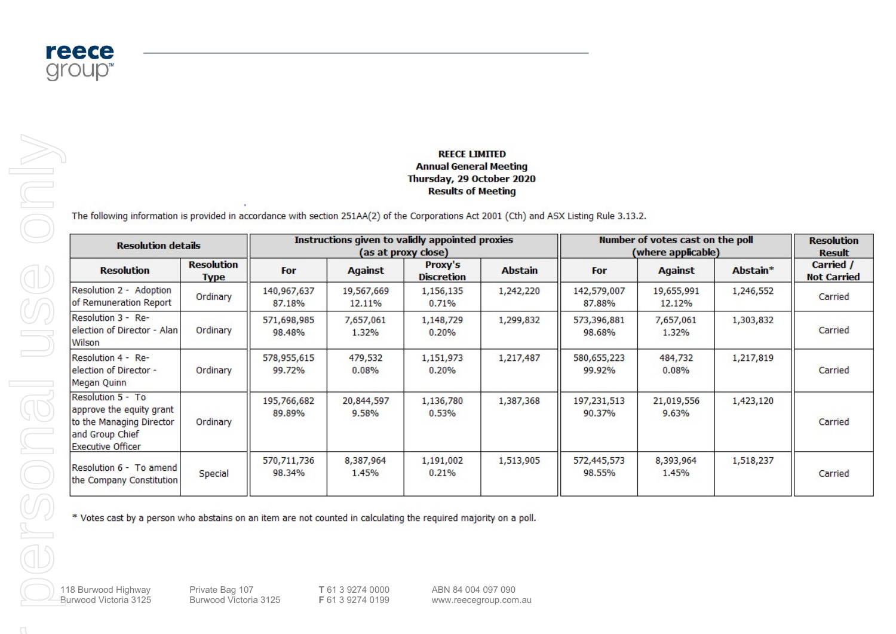**REECE LIMITED**
**Annual General Meeting**
**Thursday, 29 October 2020**
**Results of Meeting**

The following information is provided in accordance with section 251AA(2) of the Corporations Act 2001 (Cth) and ASX Listing Rule 3.13.2.

| Resolution details | | Instructions given to validly appointed proxies (as at proxy close) | | | | Number of votes cast on the poll (where applicable) | | | Resolution Result |
|---|---|---|---|---|---|---|---|---|---|
| **Resolution** | **Resolution Type** | **For** | **Against** | **Proxy's Discretion** | **Abstain** | **For** | **Against** | **Abstain*** | **Carried / Not Carried** |
| Resolution 2 - Adoption of Remuneration Report | Ordinary | 140,967,637 87.18% | 19,567,669 12.11% | 1,156,135 0.71% | 1,242,220 | 142,579,007 87.88% | 19,655,991 12.12% | 1,246,552 | Carried |
| Resolution 3 - Re-election of Director - Alan Wilson | Ordinary | 571,698,985 98.48% | 7,657,061 1.32% | 1,148,729 0.20% | 1,299,832 | 573,396,881 98.68% | 7,657,061 1.32% | 1,303,832 | Carried |
| Resolution 4 - Re-election of Director - Megan Quinn | Ordinary | 578,955,615 99.72% | 479,532 0.08% | 1,151,973 0.20% | 1,217,487 | 580,655,223 99.92% | 484,732 0.08% | 1,217,819 | Carried |
| Resolution 5 - To approve the equity grant to the Managing Director and Group Chief Executive Officer | Ordinary | 195,766,682 89.89% | 20,844,597 9.58% | 1,136,780 0.53% | 1,387,368 | 197,231,513 90.37% | 21,019,556 9.63% | 1,423,120 | Carried |
| Resolution 6 - To amend the Company Constitution | Special | 570,711,736 98.34% | 8,387,964 1.45% | 1,191,002 0.21% | 1,513,905 | 572,445,573 98.55% | 8,393,964 1.45% | 1,518,237 | Carried |

* Votes cast by a person who abstains on an item are not counted in calculating the required majority on a poll.